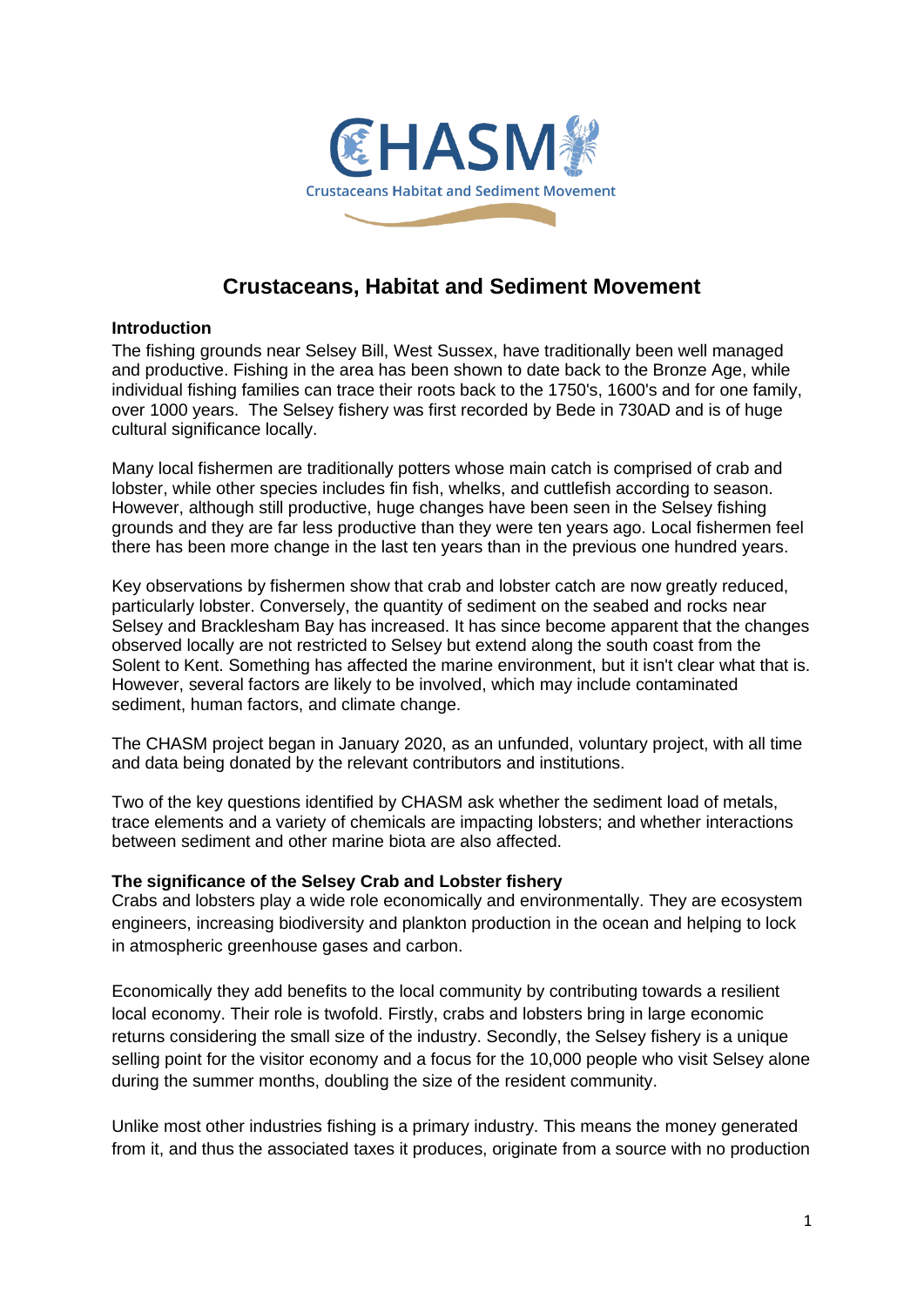CHASM

Crustaceans Habitat and Sediment Movement

# Crustaceans, Habitat and Sediment Movement

**Introduction**

The fishing grounds near Selsey Bill, West Sussex, have traditionally been well managed and productive. Fishing in the area has been shown to date back to the Bronze Age, while individual fishing families can trace their roots back to the 1750's, 1600's and for one family, over 1000 years. The Selsey fishery was first recorded by Bede in 730AD and is of huge cultural significance locally.

Many local fishermen are traditionally potters whose main catch is comprised of crab and lobster, while other species includes fin fish, whelks, and cuttlefish according to season. However, although still productive, huge changes have been seen in the Selsey fishing grounds and they are far less productive than they were ten years ago. Local fishermen feel there has been more change in the last ten years than in the previous one hundred years.

Key observations by fishermen show that crab and lobster catch are now greatly reduced, particularly lobster. Conversely, the quantity of sediment on the seabed and rocks near Selsey and Bracklesham Bay has increased. It has since become apparent that the changes observed locally are not restricted to Selsey but extend along the south coast from the Solent to Kent. Something has affected the marine environment, but it isn't clear what that is. However, several factors are likely to be involved, which may include contaminated sediment, human factors, and climate change.

The CHASM project began in January 2020, as an unfunded, voluntary project, with all time and data being donated by the relevant contributors and institutions.

Two of the key questions identified by CHASM ask whether the sediment load of metals, trace elements and a variety of chemicals are impacting lobsters; and whether interactions between sediment and other marine biota are also affected.

**The significance of the Selsey Crab and Lobster fishery**

Crabs and lobsters play a wide role economically and environmentally. They are ecosystem engineers, increasing biodiversity and plankton production in the ocean and helping to lock in atmospheric greenhouse gases and carbon.

Economically they add benefits to the local community by contributing towards a resilient local economy. Their role is twofold. Firstly, crabs and lobsters bring in large economic returns considering the small size of the industry. Secondly, the Selsey fishery is a unique selling point for the visitor economy and a focus for the 10,000 people who visit Selsey alone during the summer months, doubling the size of the resident community.

Unlike most other industries fishing is a primary industry. This means the money generated from it, and thus the associated taxes it produces, originate from a source with no production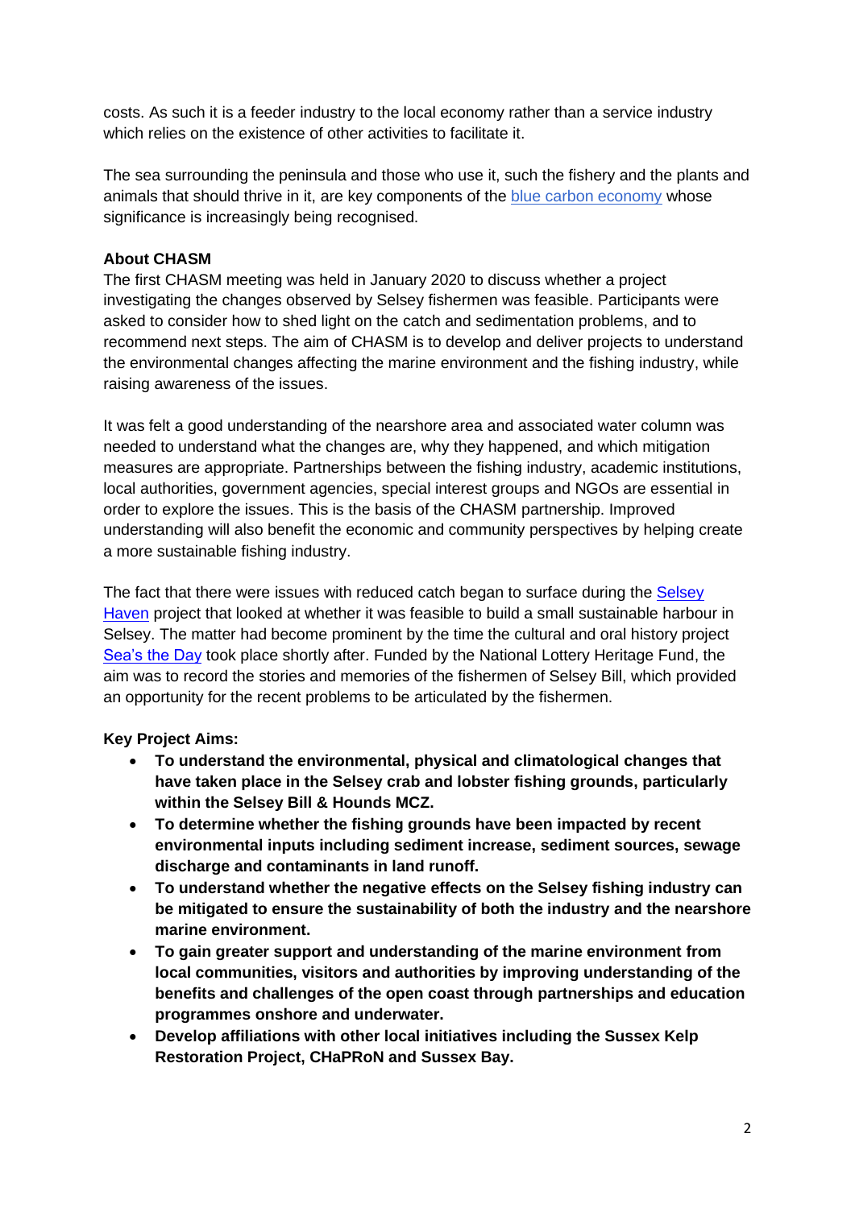costs. As such it is a feeder industry to the local economy rather than a service industry which relies on the existence of other activities to facilitate it.

The sea surrounding the peninsula and those who use it, such the fishery and the plants and animals that should thrive in it, are key components of the blue carbon economy whose significance is increasingly being recognised.

**About CHASM**

The first CHASM meeting was held in January 2020 to discuss whether a project investigating the changes observed by Selsey fishermen was feasible. Participants were asked to consider how to shed light on the catch and sedimentation problems, and to recommend next steps. The aim of CHASM is to develop and deliver projects to understand the environmental changes affecting the marine environment and the fishing industry, while raising awareness of the issues.

It was felt a good understanding of the nearshore area and associated water column was needed to understand what the changes are, why they happened, and which mitigation measures are appropriate. Partnerships between the fishing industry, academic institutions, local authorities, government agencies, special interest groups and NGOs are essential in order to explore the issues. This is the basis of the CHASM partnership. Improved understanding will also benefit the economic and community perspectives by helping create a more sustainable fishing industry.

The fact that there were issues with reduced catch began to surface during the Selsey Haven project that looked at whether it was feasible to build a small sustainable harbour in Selsey. The matter had become prominent by the time the cultural and oral history project Sea's the Day took place shortly after. Funded by the National Lottery Heritage Fund, the aim was to record the stories and memories of the fishermen of Selsey Bill, which provided an opportunity for the recent problems to be articulated by the fishermen.

**Key Project Aims:**

- **To understand the environmental, physical and climatological changes that have taken place in the Selsey crab and lobster fishing grounds, particularly within the Selsey Bill & Hounds MCZ.**
- **To determine whether the fishing grounds have been impacted by recent environmental inputs including sediment increase, sediment sources, sewage discharge and contaminants in land runoff.**
- **To understand whether the negative effects on the Selsey fishing industry can be mitigated to ensure the sustainability of both the industry and the nearshore marine environment.**
- **To gain greater support and understanding of the marine environment from local communities, visitors and authorities by improving understanding of the benefits and challenges of the open coast through partnerships and education programmes onshore and underwater.**
- **Develop affiliations with other local initiatives including the Sussex Kelp Restoration Project, CHaPRoN and Sussex Bay.**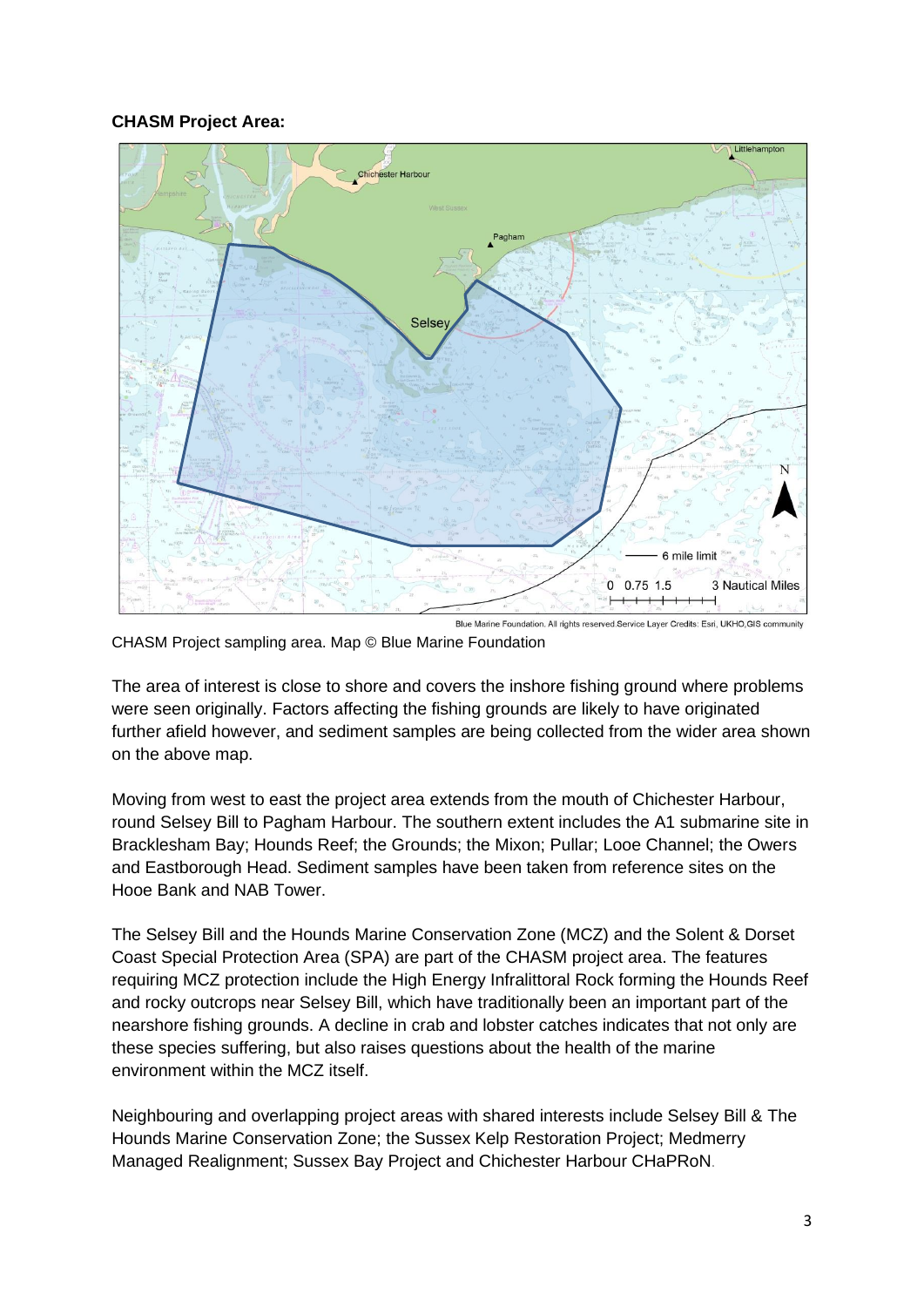**CHASM Project Area:**

Blue Marine Foundation. All rights reserved.Service Layer Credits: Esri, UKHO,GIS community

CHASM Project sampling area. Map © Blue Marine Foundation

The area of interest is close to shore and covers the inshore fishing ground where problems were seen originally. Factors affecting the fishing grounds are likely to have originated further afield however, and sediment samples are being collected from the wider area shown on the above map.

Moving from west to east the project area extends from the mouth of Chichester Harbour, round Selsey Bill to Pagham Harbour. The southern extent includes the A1 submarine site in Bracklesham Bay; Hounds Reef; the Grounds; the Mixon; Pullar; Looe Channel; the Owers and Eastborough Head. Sediment samples have been taken from reference sites on the Hooe Bank and NAB Tower.

The Selsey Bill and the Hounds Marine Conservation Zone (MCZ) and the Solent & Dorset Coast Special Protection Area (SPA) are part of the CHASM project area. The features requiring MCZ protection include the High Energy Infralittoral Rock forming the Hounds Reef and rocky outcrops near Selsey Bill, which have traditionally been an important part of the nearshore fishing grounds. A decline in crab and lobster catches indicates that not only are these species suffering, but also raises questions about the health of the marine environment within the MCZ itself.

Neighbouring and overlapping project areas with shared interests include Selsey Bill & The Hounds Marine Conservation Zone; the Sussex Kelp Restoration Project; Medmerry Managed Realignment; Sussex Bay Project and Chichester Harbour CHaPRoN.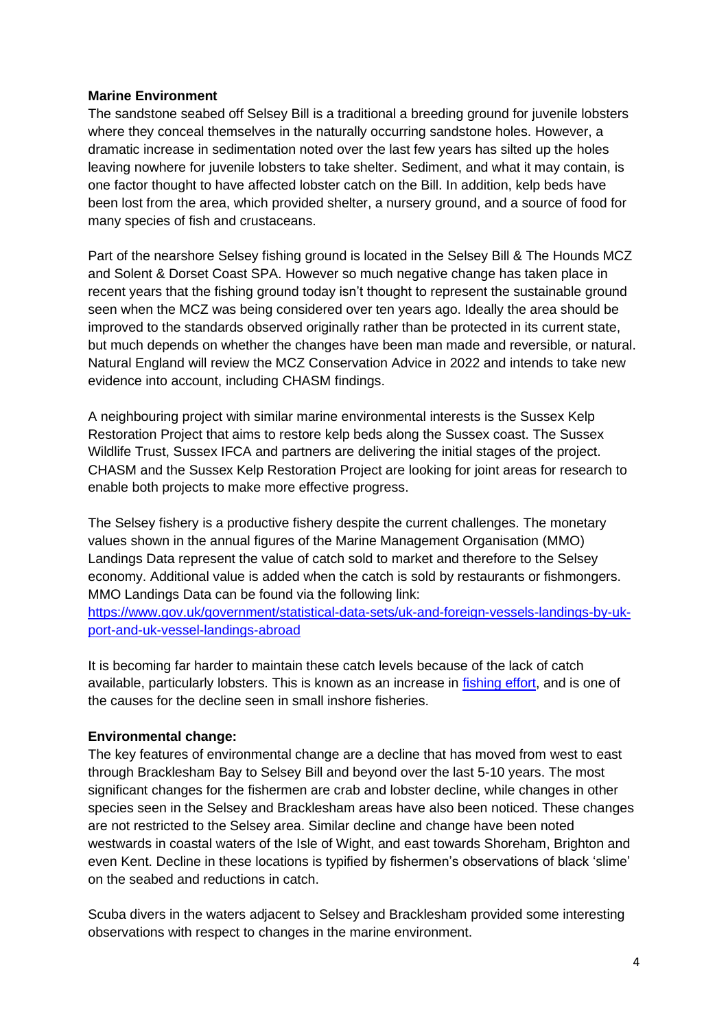**Marine Environment**

The sandstone seabed off Selsey Bill is a traditional a breeding ground for juvenile lobsters where they conceal themselves in the naturally occurring sandstone holes. However, a dramatic increase in sedimentation noted over the last few years has silted up the holes leaving nowhere for juvenile lobsters to take shelter. Sediment, and what it may contain, is one factor thought to have affected lobster catch on the Bill. In addition, kelp beds have been lost from the area, which provided shelter, a nursery ground, and a source of food for many species of fish and crustaceans.

Part of the nearshore Selsey fishing ground is located in the Selsey Bill & The Hounds MCZ and Solent & Dorset Coast SPA. However so much negative change has taken place in recent years that the fishing ground today isn't thought to represent the sustainable ground seen when the MCZ was being considered over ten years ago. Ideally the area should be improved to the standards observed originally rather than be protected in its current state, but much depends on whether the changes have been man made and reversible, or natural. Natural England will review the MCZ Conservation Advice in 2022 and intends to take new evidence into account, including CHASM findings.

A neighbouring project with similar marine environmental interests is the Sussex Kelp Restoration Project that aims to restore kelp beds along the Sussex coast. The Sussex Wildlife Trust, Sussex IFCA and partners are delivering the initial stages of the project. CHASM and the Sussex Kelp Restoration Project are looking for joint areas for research to enable both projects to make more effective progress.

The Selsey fishery is a productive fishery despite the current challenges. The monetary values shown in the annual figures of the Marine Management Organisation (MMO) Landings Data represent the value of catch sold to market and therefore to the Selsey economy. Additional value is added when the catch is sold by restaurants or fishmongers. MMO Landings Data can be found via the following link:
[https://www.gov.uk/government/statistical-data-sets/uk-and-foreign-vessels-landings-by-uk-port-and-uk-vessel-landings-abroad](https://www.gov.uk/government/statistical-data-sets/uk-and-foreign-vessels-landings-by-uk-port-and-uk-vessel-landings-abroad)

It is becoming far harder to maintain these catch levels because of the lack of catch available, particularly lobsters. This is known as an increase in [fishing effort](), and is one of the causes for the decline seen in small inshore fisheries.

**Environmental change:**

The key features of environmental change are a decline that has moved from west to east through Bracklesham Bay to Selsey Bill and beyond over the last 5-10 years. The most significant changes for the fishermen are crab and lobster decline, while changes in other species seen in the Selsey and Bracklesham areas have also been noticed. These changes are not restricted to the Selsey area. Similar decline and change have been noted westwards in coastal waters of the Isle of Wight, and east towards Shoreham, Brighton and even Kent. Decline in these locations is typified by fishermen's observations of black 'slime' on the seabed and reductions in catch.

Scuba divers in the waters adjacent to Selsey and Bracklesham provided some interesting observations with respect to changes in the marine environment.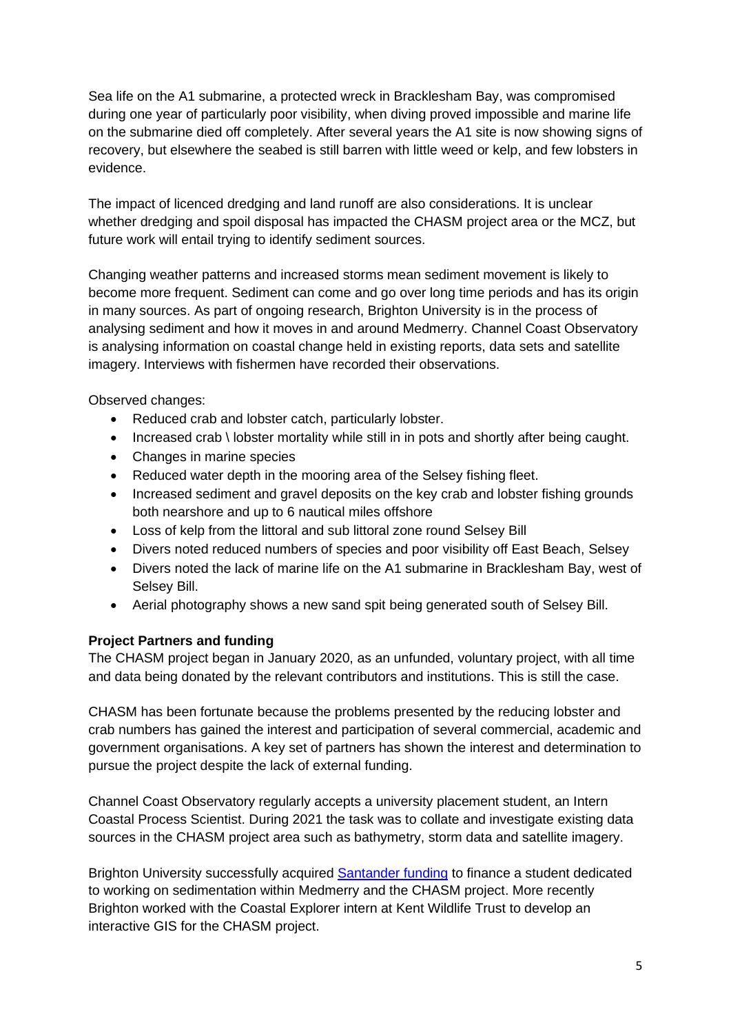Sea life on the A1 submarine, a protected wreck in Bracklesham Bay, was compromised during one year of particularly poor visibility, when diving proved impossible and marine life on the submarine died off completely. After several years the A1 site is now showing signs of recovery, but elsewhere the seabed is still barren with little weed or kelp, and few lobsters in evidence.

The impact of licenced dredging and land runoff are also considerations. It is unclear whether dredging and spoil disposal has impacted the CHASM project area or the MCZ, but future work will entail trying to identify sediment sources.

Changing weather patterns and increased storms mean sediment movement is likely to become more frequent. Sediment can come and go over long time periods and has its origin in many sources. As part of ongoing research, Brighton University is in the process of analysing sediment and how it moves in and around Medmerry. Channel Coast Observatory is analysing information on coastal change held in existing reports, data sets and satellite imagery. Interviews with fishermen have recorded their observations.

Observed changes:

- Reduced crab and lobster catch, particularly lobster.
- Increased crab \ lobster mortality while still in in pots and shortly after being caught.
- Changes in marine species
- Reduced water depth in the mooring area of the Selsey fishing fleet.
- Increased sediment and gravel deposits on the key crab and lobster fishing grounds both nearshore and up to 6 nautical miles offshore
- Loss of kelp from the littoral and sub littoral zone round Selsey Bill
- Divers noted reduced numbers of species and poor visibility off East Beach, Selsey
- Divers noted the lack of marine life on the A1 submarine in Bracklesham Bay, west of Selsey Bill.
- Aerial photography shows a new sand spit being generated south of Selsey Bill.

**Project Partners and funding**

The CHASM project began in January 2020, as an unfunded, voluntary project, with all time and data being donated by the relevant contributors and institutions. This is still the case.

CHASM has been fortunate because the problems presented by the reducing lobster and crab numbers has gained the interest and participation of several commercial, academic and government organisations. A key set of partners has shown the interest and determination to pursue the project despite the lack of external funding.

Channel Coast Observatory regularly accepts a university placement student, an Intern Coastal Process Scientist. During 2021 the task was to collate and investigate existing data sources in the CHASM project area such as bathymetry, storm data and satellite imagery.

Brighton University successfully acquired Santander funding to finance a student dedicated to working on sedimentation within Medmerry and the CHASM project. More recently Brighton worked with the Coastal Explorer intern at Kent Wildlife Trust to develop an interactive GIS for the CHASM project.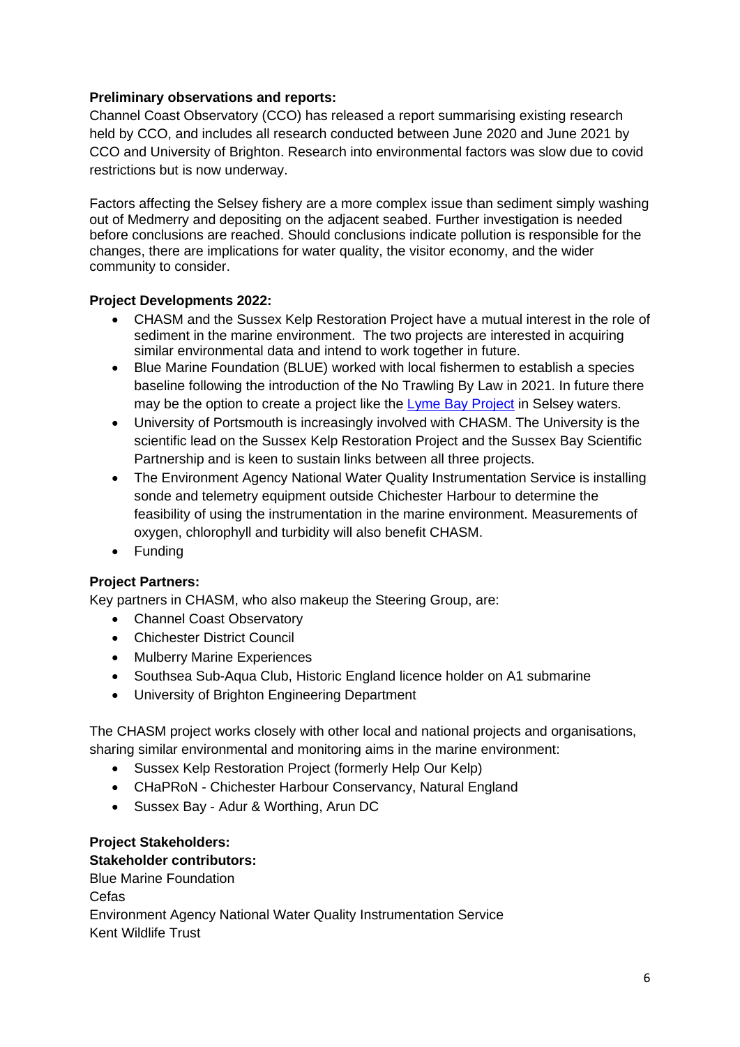**Preliminary observations and reports:**

Channel Coast Observatory (CCO) has released a report summarising existing research held by CCO, and includes all research conducted between June 2020 and June 2021 by CCO and University of Brighton. Research into environmental factors was slow due to covid restrictions but is now underway.

Factors affecting the Selsey fishery are a more complex issue than sediment simply washing out of Medmerry and depositing on the adjacent seabed. Further investigation is needed before conclusions are reached. Should conclusions indicate pollution is responsible for the changes, there are implications for water quality, the visitor economy, and the wider community to consider.

**Project Developments 2022:**

- CHASM and the Sussex Kelp Restoration Project have a mutual interest in the role of sediment in the marine environment. The two projects are interested in acquiring similar environmental data and intend to work together in future.
- Blue Marine Foundation (BLUE) worked with local fishermen to establish a species baseline following the introduction of the No Trawling By Law in 2021. In future there may be the option to create a project like the Lyme Bay Project in Selsey waters.
- University of Portsmouth is increasingly involved with CHASM. The University is the scientific lead on the Sussex Kelp Restoration Project and the Sussex Bay Scientific Partnership and is keen to sustain links between all three projects.
- The Environment Agency National Water Quality Instrumentation Service is installing sonde and telemetry equipment outside Chichester Harbour to determine the feasibility of using the instrumentation in the marine environment. Measurements of oxygen, chlorophyll and turbidity will also benefit CHASM.
- Funding

**Project Partners:**

Key partners in CHASM, who also makeup the Steering Group, are:

- Channel Coast Observatory
- Chichester District Council
- Mulberry Marine Experiences
- Southsea Sub-Aqua Club, Historic England licence holder on A1 submarine
- University of Brighton Engineering Department

The CHASM project works closely with other local and national projects and organisations, sharing similar environmental and monitoring aims in the marine environment:

- Sussex Kelp Restoration Project (formerly Help Our Kelp)
- CHaPRoN - Chichester Harbour Conservancy, Natural England
- Sussex Bay - Adur & Worthing, Arun DC

**Project Stakeholders:**

**Stakeholder contributors:**

Blue Marine Foundation

Cefas

Environment Agency National Water Quality Instrumentation Service

Kent Wildlife Trust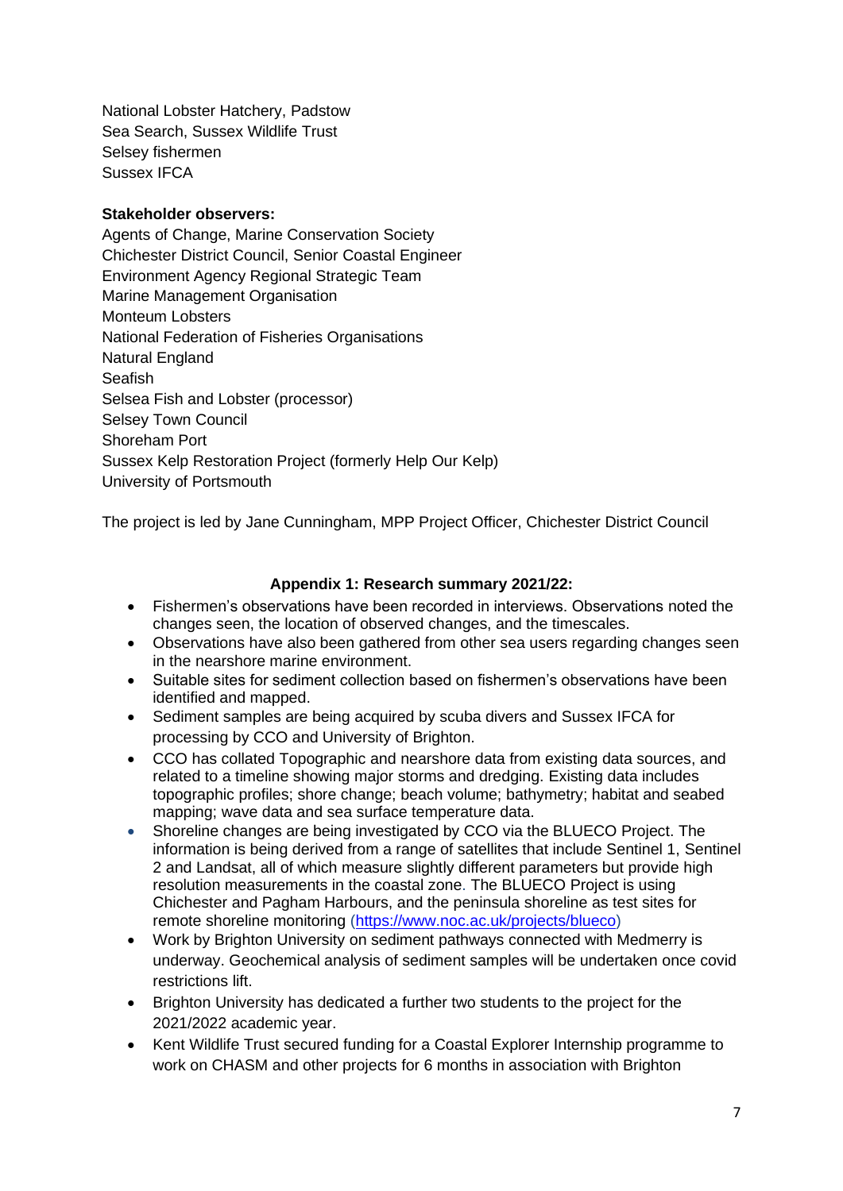National Lobster Hatchery, Padstow
Sea Search, Sussex Wildlife Trust
Selsey fishermen
Sussex IFCA

**Stakeholder observers:**

Agents of Change, Marine Conservation Society
Chichester District Council, Senior Coastal Engineer
Environment Agency Regional Strategic Team
Marine Management Organisation
Monteum Lobsters
National Federation of Fisheries Organisations
Natural England
Seafish
Selsea Fish and Lobster (processor)
Selsey Town Council
Shoreham Port
Sussex Kelp Restoration Project (formerly Help Our Kelp)
University of Portsmouth

The project is led by Jane Cunningham, MPP Project Officer, Chichester District Council

## Appendix 1: Research summary 2021/22:

- Fishermen's observations have been recorded in interviews. Observations noted the changes seen, the location of observed changes, and the timescales.
- Observations have also been gathered from other sea users regarding changes seen in the nearshore marine environment.
- Suitable sites for sediment collection based on fishermen's observations have been identified and mapped.
- Sediment samples are being acquired by scuba divers and Sussex IFCA for processing by CCO and University of Brighton.
- CCO has collated Topographic and nearshore data from existing data sources, and related to a timeline showing major storms and dredging. Existing data includes topographic profiles; shore change; beach volume; bathymetry; habitat and seabed mapping; wave data and sea surface temperature data.
- Shoreline changes are being investigated by CCO via the BLUECO Project. The information is being derived from a range of satellites that include Sentinel 1, Sentinel 2 and Landsat, all of which measure slightly different parameters but provide high resolution measurements in the coastal zone. The BLUECO Project is using Chichester and Pagham Harbours, and the peninsula shoreline as test sites for remote shoreline monitoring (https://www.noc.ac.uk/projects/blueco)
- Work by Brighton University on sediment pathways connected with Medmerry is underway. Geochemical analysis of sediment samples will be undertaken once covid restrictions lift.
- Brighton University has dedicated a further two students to the project for the 2021/2022 academic year.
- Kent Wildlife Trust secured funding for a Coastal Explorer Internship programme to work on CHASM and other projects for 6 months in association with Brighton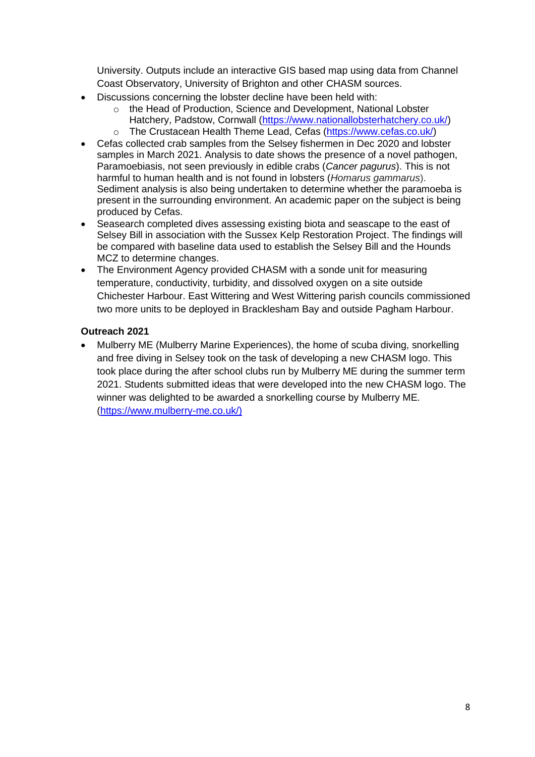University. Outputs include an interactive GIS based map using data from Channel Coast Observatory, University of Brighton and other CHASM sources.

- Discussions concerning the lobster decline have been held with:
  - the Head of Production, Science and Development, National Lobster Hatchery, Padstow, Cornwall (https://www.nationallobsterhatchery.co.uk/)
  - The Crustacean Health Theme Lead, Cefas (https://www.cefas.co.uk/)
- Cefas collected crab samples from the Selsey fishermen in Dec 2020 and lobster samples in March 2021. Analysis to date shows the presence of a novel pathogen, Paramoebiasis, not seen previously in edible crabs (*Cancer pagurus*). This is not harmful to human health and is not found in lobsters (*Homarus gammarus*). Sediment analysis is also being undertaken to determine whether the paramoeba is present in the surrounding environment. An academic paper on the subject is being produced by Cefas.
- Seasearch completed dives assessing existing biota and seascape to the east of Selsey Bill in association with the Sussex Kelp Restoration Project. The findings will be compared with baseline data used to establish the Selsey Bill and the Hounds MCZ to determine changes.
- The Environment Agency provided CHASM with a sonde unit for measuring temperature, conductivity, turbidity, and dissolved oxygen on a site outside Chichester Harbour. East Wittering and West Wittering parish councils commissioned two more units to be deployed in Bracklesham Bay and outside Pagham Harbour.

**Outreach 2021**

- Mulberry ME (Mulberry Marine Experiences), the home of scuba diving, snorkelling and free diving in Selsey took on the task of developing a new CHASM logo. This took place during the after school clubs run by Mulberry ME during the summer term 2021. Students submitted ideas that were developed into the new CHASM logo. The winner was delighted to be awarded a snorkelling course by Mulberry ME. (https://www.mulberry-me.co.uk/)